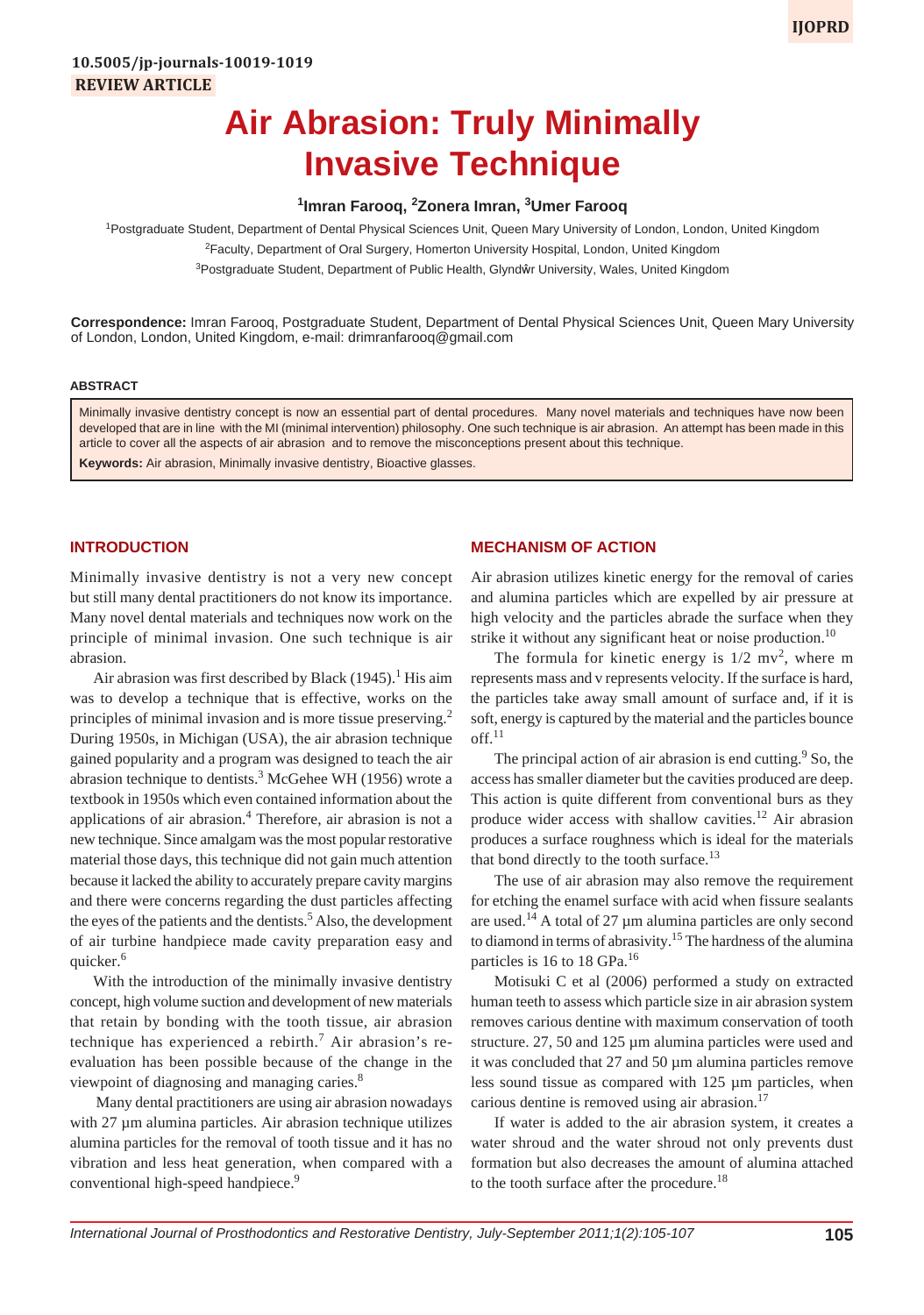10.5005/jp-journals-10019-1019

**REVIEW ARTICLE**

# Air Abrasion: Truly Minimally Invasive Technique

[1]Imran Farooq, [2]Zonera Imran, [3]Umer Farooq

[1]Postgraduate Student, Department of Dental Physical Sciences Unit, Queen Mary University of London, London, United Kingdom

[2]Faculty, Department of Oral Surgery, Homerton University Hospital, London, United Kingdom

[3]Postgraduate Student, Department of Public Health, Glyndŵr University, Wales, United Kingdom

**Correspondence:** Imran Farooq, Postgraduate Student, Department of Dental Physical Sciences Unit, Queen Mary University of London, London, United Kingdom, e-mail: drimranfarooq@gmail.com

## ABSTRACT

Minimally invasive dentistry concept is now an essential part of dental procedures. Many novel materials and techniques have now been developed that are in line with the MI (minimal intervention) philosophy. One such technique is air abrasion. An attempt has been made in this article to cover all the aspects of air abrasion and to remove the misconceptions present about this technique.

**Keywords:** Air abrasion, Minimally invasive dentistry, Bioactive glasses.

## INTRODUCTION

Minimally invasive dentistry is not a very new concept but still many dental practitioners do not know its importance. Many novel dental materials and techniques now work on the principle of minimal invasion. One such technique is air abrasion.

Air abrasion was first described by Black (1945).[1] His aim was to develop a technique that is effective, works on the principles of minimal invasion and is more tissue preserving.[2] During 1950s, in Michigan (USA), the air abrasion technique gained popularity and a program was designed to teach the air abrasion technique to dentists.[3] McGehee WH (1956) wrote a textbook in 1950s which even contained information about the applications of air abrasion.[4] Therefore, air abrasion is not a new technique. Since amalgam was the most popular restorative material those days, this technique did not gain much attention because it lacked the ability to accurately prepare cavity margins and there were concerns regarding the dust particles affecting the eyes of the patients and the dentists.[5] Also, the development of air turbine handpiece made cavity preparation easy and quicker.[6]

With the introduction of the minimally invasive dentistry concept, high volume suction and development of new materials that retain by bonding with the tooth tissue, air abrasion technique has experienced a rebirth.[7] Air abrasion's re-evaluation has been possible because of the change in the viewpoint of diagnosing and managing caries.[8]

Many dental practitioners are using air abrasion nowadays with 27 µm alumina particles. Air abrasion technique utilizes alumina particles for the removal of tooth tissue and it has no vibration and less heat generation, when compared with a conventional high-speed handpiece.[9]

## MECHANISM OF ACTION

Air abrasion utilizes kinetic energy for the removal of caries and alumina particles which are expelled by air pressure at high velocity and the particles abrade the surface when they strike it without any significant heat or noise production.[10]

The formula for kinetic energy is $1/2\ mv^2$, where m represents mass and v represents velocity. If the surface is hard, the particles take away small amount of surface and, if it is soft, energy is captured by the material and the particles bounce off.[11]

The principal action of air abrasion is end cutting.[9] So, the access has smaller diameter but the cavities produced are deep. This action is quite different from conventional burs as they produce wider access with shallow cavities.[12] Air abrasion produces a surface roughness which is ideal for the materials that bond directly to the tooth surface.[13]

The use of air abrasion may also remove the requirement for etching the enamel surface with acid when fissure sealants are used.[14] A total of 27 µm alumina particles are only second to diamond in terms of abrasivity.[15] The hardness of the alumina particles is 16 to 18 GPa.[16]

Motisuki C et al (2006) performed a study on extracted human teeth to assess which particle size in air abrasion system removes carious dentine with maximum conservation of tooth structure. 27, 50 and 125 µm alumina particles were used and it was concluded that 27 and 50 µm alumina particles remove less sound tissue as compared with 125 µm particles, when carious dentine is removed using air abrasion.[17]

If water is added to the air abrasion system, it creates a water shroud and the water shroud not only prevents dust formation but also decreases the amount of alumina attached to the tooth surface after the procedure.[18]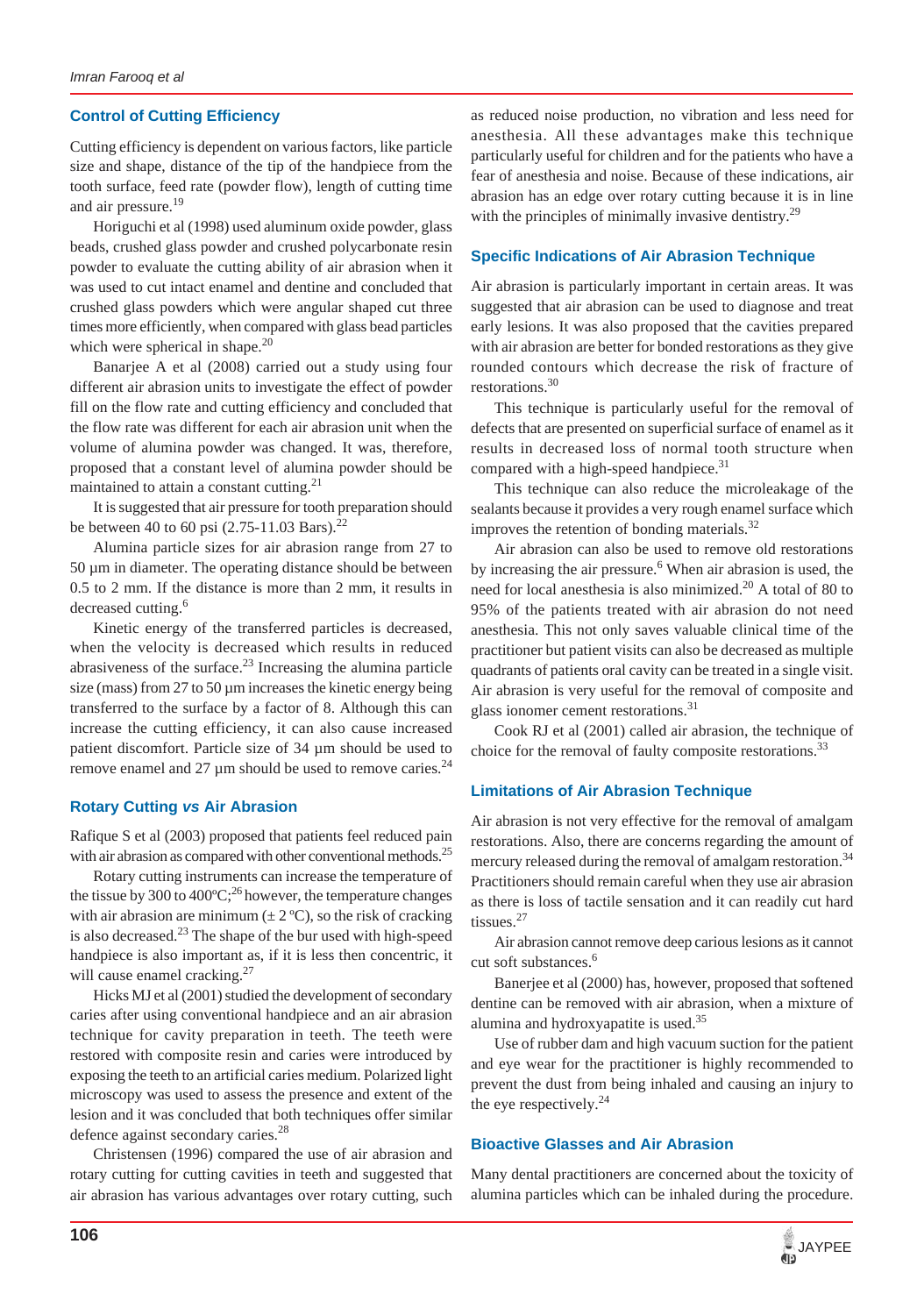## Control of Cutting Efficiency

Cutting efficiency is dependent on various factors, like particle size and shape, distance of the tip of the handpiece from the tooth surface, feed rate (powder flow), length of cutting time and air pressure.[19]

Horiguchi et al (1998) used aluminum oxide powder, glass beads, crushed glass powder and crushed polycarbonate resin powder to evaluate the cutting ability of air abrasion when it was used to cut intact enamel and dentine and concluded that crushed glass powders which were angular shaped cut three times more efficiently, when compared with glass bead particles which were spherical in shape.[20]

Banarjee A et al (2008) carried out a study using four different air abrasion units to investigate the effect of powder fill on the flow rate and cutting efficiency and concluded that the flow rate was different for each air abrasion unit when the volume of alumina powder was changed. It was, therefore, proposed that a constant level of alumina powder should be maintained to attain a constant cutting.[21]

It is suggested that air pressure for tooth preparation should be between 40 to 60 psi (2.75-11.03 Bars).[22]

Alumina particle sizes for air abrasion range from 27 to 50 µm in diameter. The operating distance should be between 0.5 to 2 mm. If the distance is more than 2 mm, it results in decreased cutting.[6]

Kinetic energy of the transferred particles is decreased, when the velocity is decreased which results in reduced abrasiveness of the surface.[23] Increasing the alumina particle size (mass) from 27 to 50 µm increases the kinetic energy being transferred to the surface by a factor of 8. Although this can increase the cutting efficiency, it can also cause increased patient discomfort. Particle size of 34 µm should be used to remove enamel and 27 µm should be used to remove caries.[24]

## Rotary Cutting *vs* Air Abrasion

Rafique S et al (2003) proposed that patients feel reduced pain with air abrasion as compared with other conventional methods.[25]

Rotary cutting instruments can increase the temperature of the tissue by 300 to 400ºC;[26] however, the temperature changes with air abrasion are minimum (± 2 ºC), so the risk of cracking is also decreased.[23] The shape of the bur used with high-speed handpiece is also important as, if it is less then concentric, it will cause enamel cracking.[27]

Hicks MJ et al (2001) studied the development of secondary caries after using conventional handpiece and an air abrasion technique for cavity preparation in teeth. The teeth were restored with composite resin and caries were introduced by exposing the teeth to an artificial caries medium. Polarized light microscopy was used to assess the presence and extent of the lesion and it was concluded that both techniques offer similar defence against secondary caries.[28]

Christensen (1996) compared the use of air abrasion and rotary cutting for cutting cavities in teeth and suggested that air abrasion has various advantages over rotary cutting, such as reduced noise production, no vibration and less need for anesthesia. All these advantages make this technique particularly useful for children and for the patients who have a fear of anesthesia and noise. Because of these indications, air abrasion has an edge over rotary cutting because it is in line with the principles of minimally invasive dentistry.[29]

## Specific Indications of Air Abrasion Technique

Air abrasion is particularly important in certain areas. It was suggested that air abrasion can be used to diagnose and treat early lesions. It was also proposed that the cavities prepared with air abrasion are better for bonded restorations as they give rounded contours which decrease the risk of fracture of restorations.[30]

This technique is particularly useful for the removal of defects that are presented on superficial surface of enamel as it results in decreased loss of normal tooth structure when compared with a high-speed handpiece.[31]

This technique can also reduce the microleakage of the sealants because it provides a very rough enamel surface which improves the retention of bonding materials.[32]

Air abrasion can also be used to remove old restorations by increasing the air pressure.[6] When air abrasion is used, the need for local anesthesia is also minimized.[20] A total of 80 to 95% of the patients treated with air abrasion do not need anesthesia. This not only saves valuable clinical time of the practitioner but patient visits can also be decreased as multiple quadrants of patients oral cavity can be treated in a single visit. Air abrasion is very useful for the removal of composite and glass ionomer cement restorations.[31]

Cook RJ et al (2001) called air abrasion, the technique of choice for the removal of faulty composite restorations.[33]

## Limitations of Air Abrasion Technique

Air abrasion is not very effective for the removal of amalgam restorations. Also, there are concerns regarding the amount of mercury released during the removal of amalgam restoration.[34] Practitioners should remain careful when they use air abrasion as there is loss of tactile sensation and it can readily cut hard tissues.[27]

Air abrasion cannot remove deep carious lesions as it cannot cut soft substances.[6]

Banerjee et al (2000) has, however, proposed that softened dentine can be removed with air abrasion, when a mixture of alumina and hydroxyapatite is used.[35]

Use of rubber dam and high vacuum suction for the patient and eye wear for the practitioner is highly recommended to prevent the dust from being inhaled and causing an injury to the eye respectively.[24]

## Bioactive Glasses and Air Abrasion

Many dental practitioners are concerned about the toxicity of alumina particles which can be inhaled during the procedure.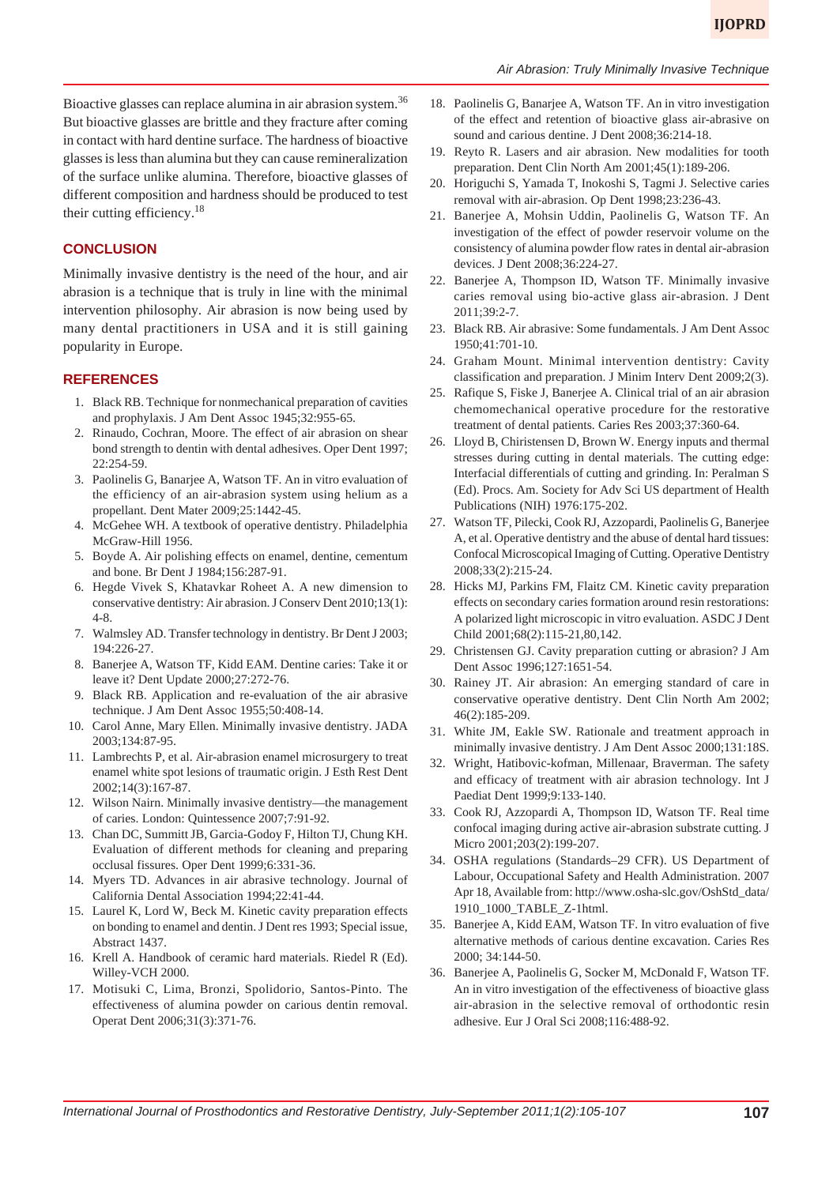Bioactive glasses can replace alumina in air abrasion system.[36] But bioactive glasses are brittle and they fracture after coming in contact with hard dentine surface. The hardness of bioactive glasses is less than alumina but they can cause remineralization of the surface unlike alumina. Therefore, bioactive glasses of different composition and hardness should be produced to test their cutting efficiency.[18]

## CONCLUSION

Minimally invasive dentistry is the need of the hour, and air abrasion is a technique that is truly in line with the minimal intervention philosophy. Air abrasion is now being used by many dental practitioners in USA and it is still gaining popularity in Europe.

## REFERENCES

1. Black RB. Technique for nonmechanical preparation of cavities and prophylaxis. J Am Dent Assoc 1945;32:955-65.
2. Rinaudo, Cochran, Moore. The effect of air abrasion on shear bond strength to dentin with dental adhesives. Oper Dent 1997; 22:254-59.
3. Paolinelis G, Banarjee A, Watson TF. An in vitro evaluation of the efficiency of an air-abrasion system using helium as a propellant. Dent Mater 2009;25:1442-45.
4. McGehee WH. A textbook of operative dentistry. Philadelphia McGraw-Hill 1956.
5. Boyde A. Air polishing effects on enamel, dentine, cementum and bone. Br Dent J 1984;156:287-91.
6. Hegde Vivek S, Khatavkar Roheet A. A new dimension to conservative dentistry: Air abrasion. J Conserv Dent 2010;13(1): 4-8.
7. Walmsley AD. Transfer technology in dentistry. Br Dent J 2003; 194:226-27.
8. Banerjee A, Watson TF, Kidd EAM. Dentine caries: Take it or leave it? Dent Update 2000;27:272-76.
9. Black RB. Application and re-evaluation of the air abrasive technique. J Am Dent Assoc 1955;50:408-14.
10. Carol Anne, Mary Ellen. Minimally invasive dentistry. JADA 2003;134:87-95.
11. Lambrechts P, et al. Air-abrasion enamel microsurgery to treat enamel white spot lesions of traumatic origin. J Esth Rest Dent 2002;14(3):167-87.
12. Wilson Nairn. Minimally invasive dentistry—the management of caries. London: Quintessence 2007;7:91-92.
13. Chan DC, Summitt JB, Garcia-Godoy F, Hilton TJ, Chung KH. Evaluation of different methods for cleaning and preparing occlusal fissures. Oper Dent 1999;6:331-36.
14. Myers TD. Advances in air abrasive technology. Journal of California Dental Association 1994;22:41-44.
15. Laurel K, Lord W, Beck M. Kinetic cavity preparation effects on bonding to enamel and dentin. J Dent res 1993; Special issue, Abstract 1437.
16. Krell A. Handbook of ceramic hard materials. Riedel R (Ed). Willey-VCH 2000.
17. Motisuki C, Lima, Bronzi, Spolidorio, Santos-Pinto. The effectiveness of alumina powder on carious dentin removal. Operat Dent 2006;31(3):371-76.
18. Paolinelis G, Banarjee A, Watson TF. An in vitro investigation of the effect and retention of bioactive glass air-abrasive on sound and carious dentine. J Dent 2008;36:214-18.
19. Reyto R. Lasers and air abrasion. New modalities for tooth preparation. Dent Clin North Am 2001;45(1):189-206.
20. Horiguchi S, Yamada T, Inokoshi S, Tagmi J. Selective caries removal with air-abrasion. Op Dent 1998;23:236-43.
21. Banerjee A, Mohsin Uddin, Paolinelis G, Watson TF. An investigation of the effect of powder reservoir volume on the consistency of alumina powder flow rates in dental air-abrasion devices. J Dent 2008;36:224-27.
22. Banerjee A, Thompson ID, Watson TF. Minimally invasive caries removal using bio-active glass air-abrasion. J Dent 2011;39:2-7.
23. Black RB. Air abrasive: Some fundamentals. J Am Dent Assoc 1950;41:701-10.
24. Graham Mount. Minimal intervention dentistry: Cavity classification and preparation. J Minim Interv Dent 2009;2(3).
25. Rafique S, Fiske J, Banerjee A. Clinical trial of an air abrasion chemomechanical operative procedure for the restorative treatment of dental patients. Caries Res 2003;37:360-64.
26. Lloyd B, Chiristensen D, Brown W. Energy inputs and thermal stresses during cutting in dental materials. The cutting edge: Interfacial differentials of cutting and grinding. In: Peralman S (Ed). Procs. Am. Society for Adv Sci US department of Health Publications (NIH) 1976:175-202.
27. Watson TF, Pilecki, Cook RJ, Azzopardi, Paolinelis G, Banerjee A, et al. Operative dentistry and the abuse of dental hard tissues: Confocal Microscopical Imaging of Cutting. Operative Dentistry 2008;33(2):215-24.
28. Hicks MJ, Parkins FM, Flaitz CM. Kinetic cavity preparation effects on secondary caries formation around resin restorations: A polarized light microscopic in vitro evaluation. ASDC J Dent Child 2001;68(2):115-21,80,142.
29. Christensen GJ. Cavity preparation cutting or abrasion? J Am Dent Assoc 1996;127:1651-54.
30. Rainey JT. Air abrasion: An emerging standard of care in conservative operative dentistry. Dent Clin North Am 2002; 46(2):185-209.
31. White JM, Eakle SW. Rationale and treatment approach in minimally invasive dentistry. J Am Dent Assoc 2000;131:18S.
32. Wright, Hatibovic-kofman, Millenaar, Braverman. The safety and efficacy of treatment with air abrasion technology. Int J Paediat Dent 1999;9:133-140.
33. Cook RJ, Azzopardi A, Thompson ID, Watson TF. Real time confocal imaging during active air-abrasion substrate cutting. J Micro 2001;203(2):199-207.
34. OSHA regulations (Standards–29 CFR). US Department of Labour, Occupational Safety and Health Administration. 2007 Apr 18, Available from: http://www.osha-slc.gov/OshStd_data/1910_1000_TABLE_Z-1html.
35. Banerjee A, Kidd EAM, Watson TF. In vitro evaluation of five alternative methods of carious dentine excavation. Caries Res 2000; 34:144-50.
36. Banerjee A, Paolinelis G, Socker M, McDonald F, Watson TF. An in vitro investigation of the effectiveness of bioactive glass air-abrasion in the selective removal of orthodontic resin adhesive. Eur J Oral Sci 2008;116:488-92.